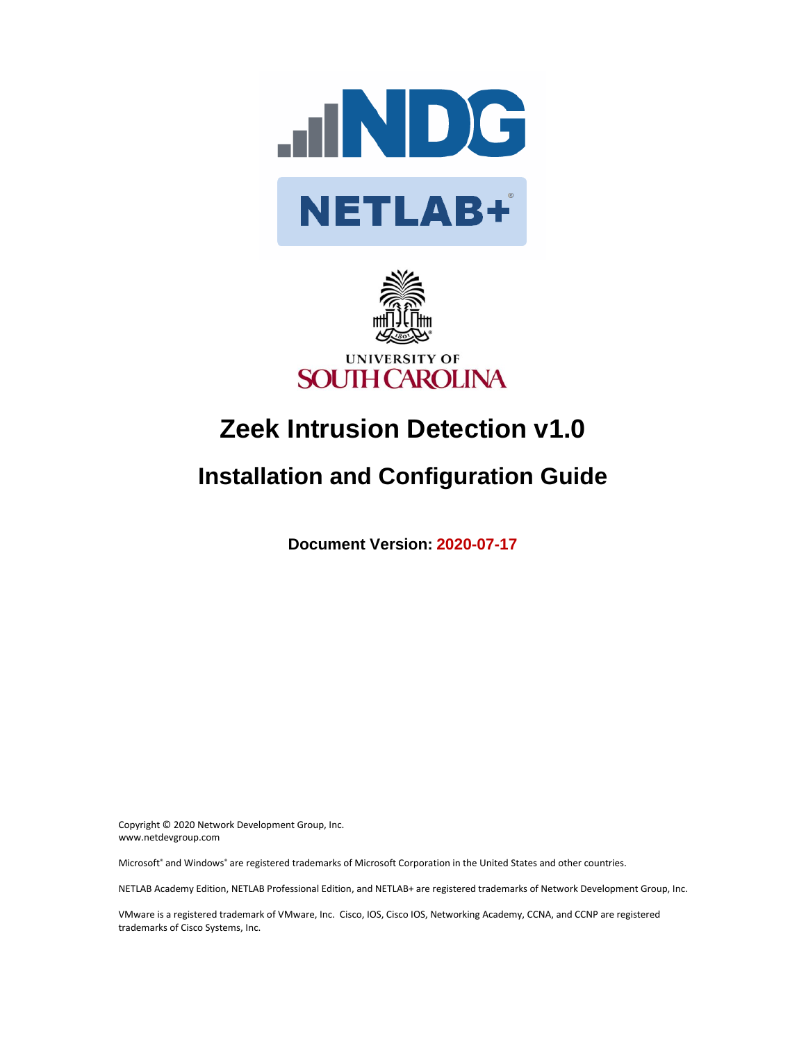# Zeek Intrusion Detection v1.0

## Installation and Configuration Guide

**Document Version: 2020-07-17**

Copyright © 2020 Network Development Group, Inc.
www.netdevgroup.com

Microsoft® and Windows® are registered trademarks of Microsoft Corporation in the United States and other countries.

NETLAB Academy Edition, NETLAB Professional Edition, and NETLAB+ are registered trademarks of Network Development Group, Inc.

VMware is a registered trademark of VMware, Inc. Cisco, IOS, Cisco IOS, Networking Academy, CCNA, and CCNP are registered trademarks of Cisco Systems, Inc.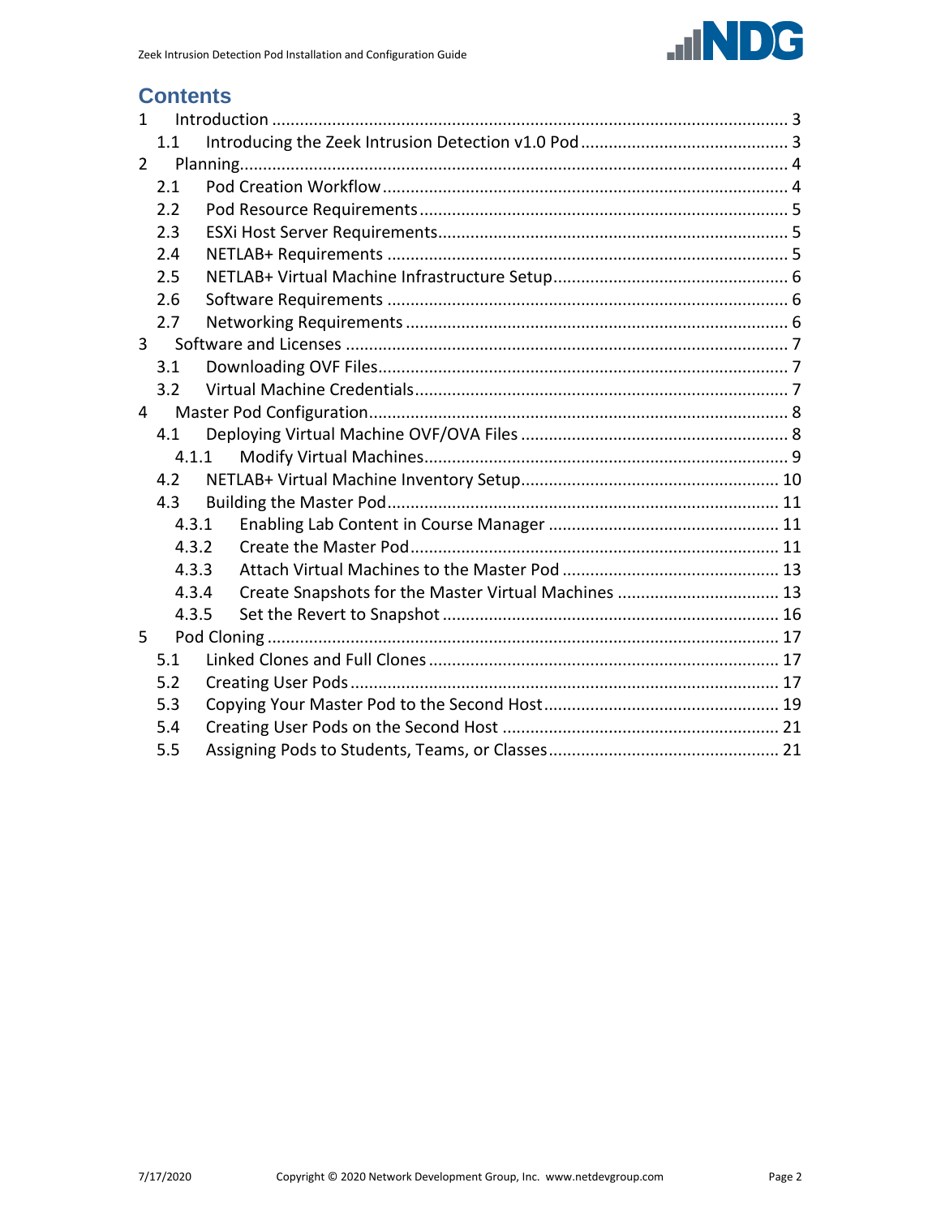# Contents

1 Introduction ........................................................................................................ 3
  1.1 Introducing the Zeek Intrusion Detection v1.0 Pod ........................................ 3
2 Planning............................................................................................................. 4
  2.1 Pod Creation Workflow ................................................................................ 4
  2.2 Pod Resource Requirements ........................................................................ 5
  2.3 ESXi Host Server Requirements.................................................................... 5
  2.4 NETLAB+ Requirements ............................................................................... 5
  2.5 NETLAB+ Virtual Machine Infrastructure Setup............................................ 6
  2.6 Software Requirements ............................................................................... 6
  2.7 Networking Requirements ........................................................................... 6
3 Software and Licenses ........................................................................................ 7
  3.1 Downloading OVF Files................................................................................. 7
  3.2 Virtual Machine Credentials.......................................................................... 7
4 Master Pod Configuration................................................................................... 8
  4.1 Deploying Virtual Machine OVF/OVA Files ................................................... 8
    4.1.1 Modify Virtual Machines....................................................................... 9
  4.2 NETLAB+ Virtual Machine Inventory Setup................................................. 10
  4.3 Building the Master Pod.............................................................................. 11
    4.3.1 Enabling Lab Content in Course Manager ........................................... 11
    4.3.2 Create the Master Pod......................................................................... 11
    4.3.3 Attach Virtual Machines to the Master Pod .......................................... 13
    4.3.4 Create Snapshots for the Master Virtual Machines .............................. 13
    4.3.5 Set the Revert to Snapshot .................................................................. 16
5 Pod Cloning ...................................................................................................... 17
  5.1 Linked Clones and Full Clones .................................................................... 17
  5.2 Creating User Pods ..................................................................................... 17
  5.3 Copying Your Master Pod to the Second Host............................................. 19
  5.4 Creating User Pods on the Second Host ..................................................... 21
  5.5 Assigning Pods to Students, Teams, or Classes........................................... 21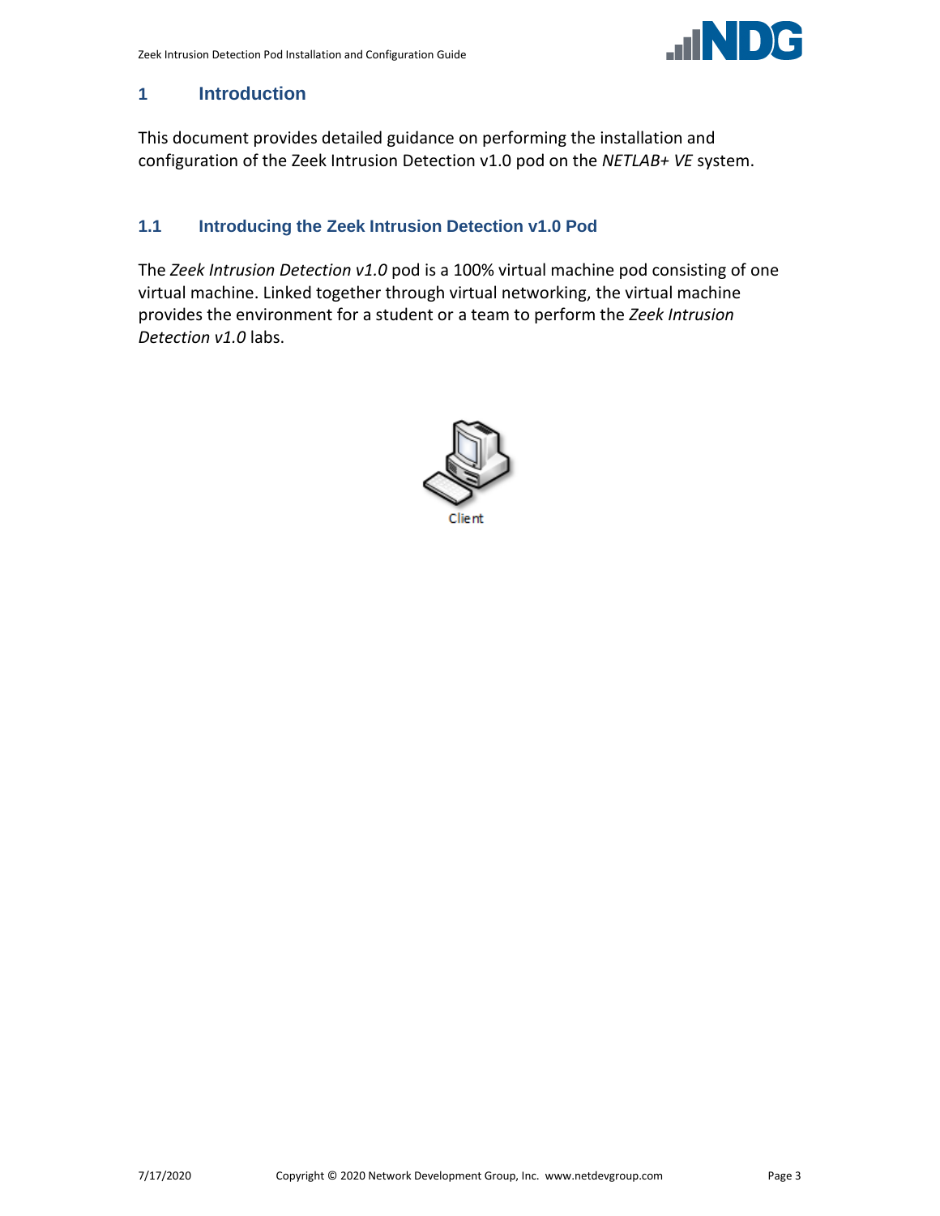# 1 Introduction

This document provides detailed guidance on performing the installation and configuration of the Zeek Intrusion Detection v1.0 pod on the *NETLAB+ VE* system.

## 1.1 Introducing the Zeek Intrusion Detection v1.0 Pod

The *Zeek Intrusion Detection v1.0* pod is a 100% virtual machine pod consisting of one virtual machine. Linked together through virtual networking, the virtual machine provides the environment for a student or a team to perform the *Zeek Intrusion Detection v1.0* labs.

Client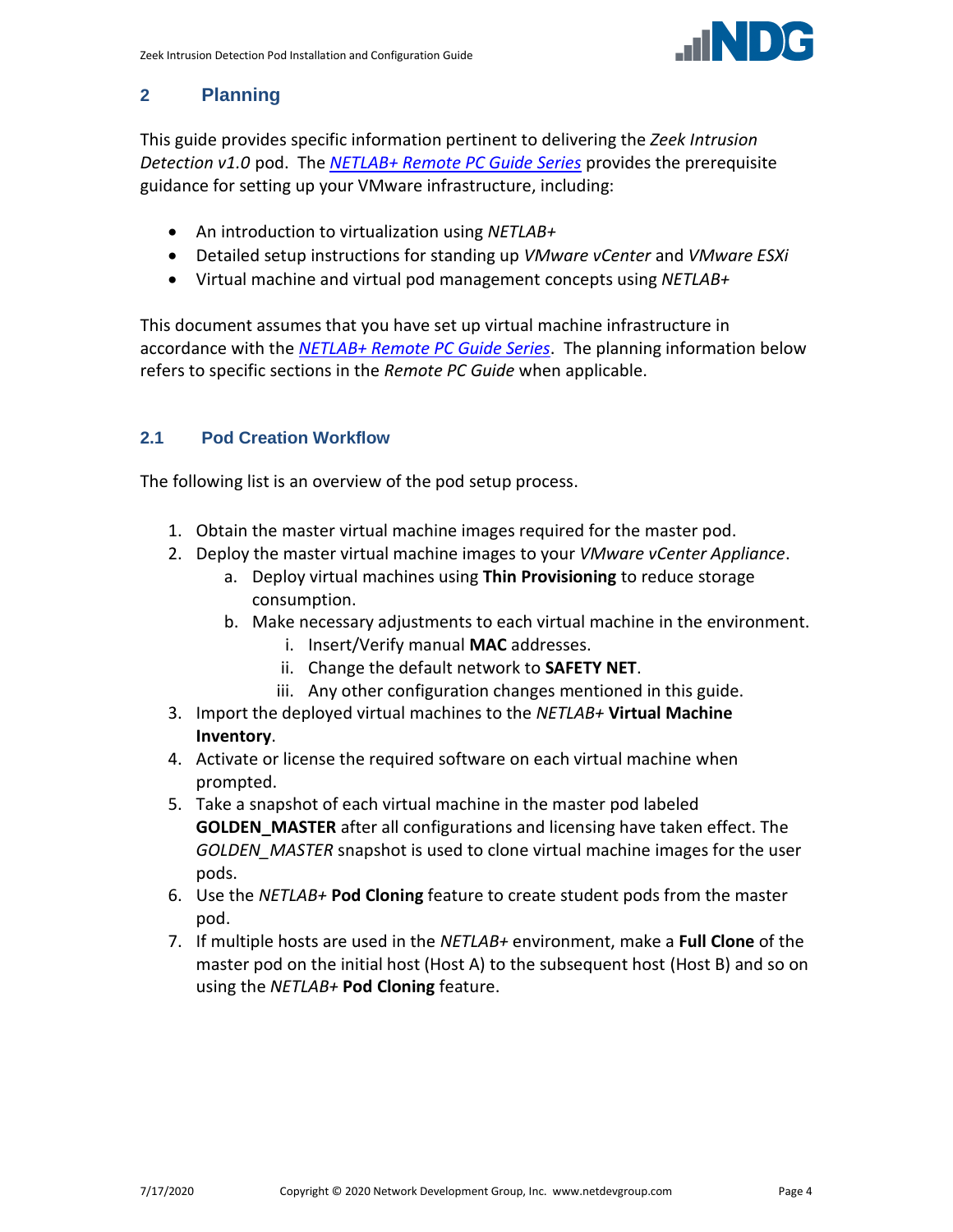## 2 Planning

This guide provides specific information pertinent to delivering the *Zeek Intrusion Detection v1.0* pod. The *NETLAB+ Remote PC Guide Series* provides the prerequisite guidance for setting up your VMware infrastructure, including:

- An introduction to virtualization using *NETLAB+*
- Detailed setup instructions for standing up *VMware vCenter* and *VMware ESXi*
- Virtual machine and virtual pod management concepts using *NETLAB+*

This document assumes that you have set up virtual machine infrastructure in accordance with the *NETLAB+ Remote PC Guide Series*. The planning information below refers to specific sections in the *Remote PC Guide* when applicable.

### 2.1 Pod Creation Workflow

The following list is an overview of the pod setup process.

1. Obtain the master virtual machine images required for the master pod.
2. Deploy the master virtual machine images to your *VMware vCenter Appliance*.
   a. Deploy virtual machines using **Thin Provisioning** to reduce storage consumption.
   b. Make necessary adjustments to each virtual machine in the environment.
      i. Insert/Verify manual **MAC** addresses.
      ii. Change the default network to **SAFETY NET**.
      iii. Any other configuration changes mentioned in this guide.
3. Import the deployed virtual machines to the *NETLAB+* **Virtual Machine Inventory**.
4. Activate or license the required software on each virtual machine when prompted.
5. Take a snapshot of each virtual machine in the master pod labeled **GOLDEN_MASTER** after all configurations and licensing have taken effect. The *GOLDEN_MASTER* snapshot is used to clone virtual machine images for the user pods.
6. Use the *NETLAB+* **Pod Cloning** feature to create student pods from the master pod.
7. If multiple hosts are used in the *NETLAB+* environment, make a **Full Clone** of the master pod on the initial host (Host A) to the subsequent host (Host B) and so on using the *NETLAB+* **Pod Cloning** feature.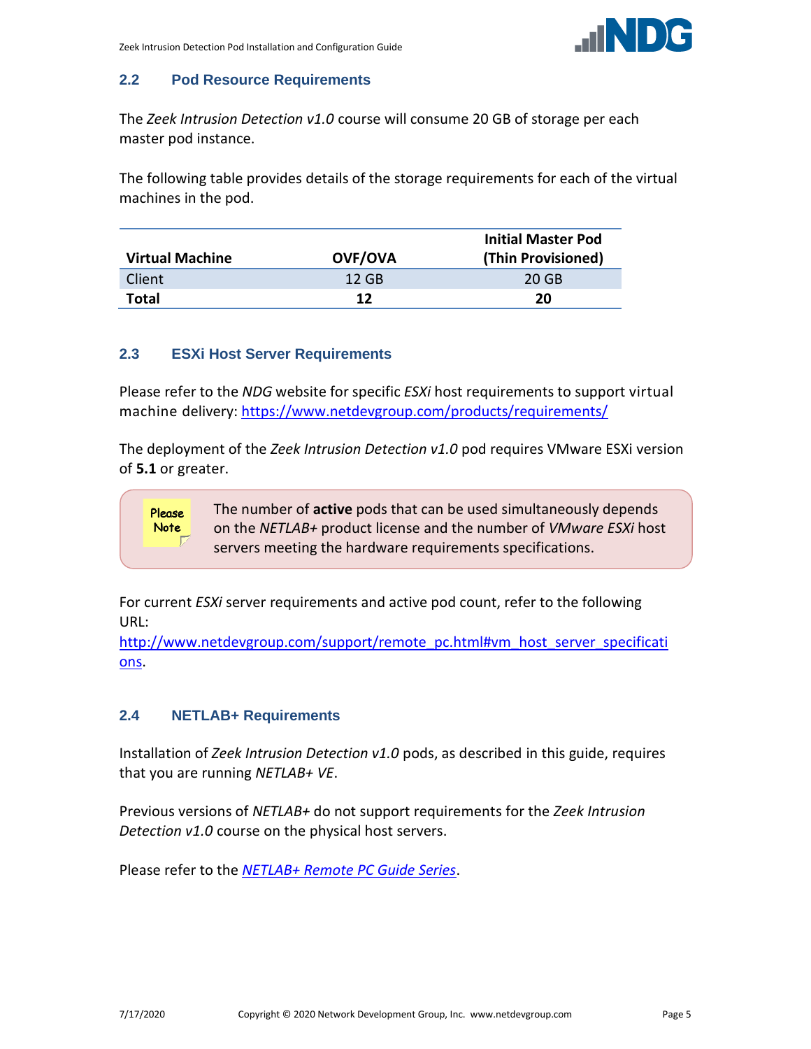## 2.2 Pod Resource Requirements

The *Zeek Intrusion Detection v1.0* course will consume 20 GB of storage per each master pod instance.

The following table provides details of the storage requirements for each of the virtual machines in the pod.

| Virtual Machine | OVF/OVA | Initial Master Pod (Thin Provisioned) |
|---|---|---|
| Client | 12 GB | 20 GB |
| **Total** | **12** | **20** |

## 2.3 ESXi Host Server Requirements

Please refer to the *NDG* website for specific *ESXi* host requirements to support virtual machine delivery: https://www.netdevgroup.com/products/requirements/

The deployment of the *Zeek Intrusion Detection v1.0* pod requires VMware ESXi version of **5.1** or greater.

> Please Note
>
> The number of **active** pods that can be used simultaneously depends on the *NETLAB+* product license and the number of *VMware ESXi* host servers meeting the hardware requirements specifications.

For current *ESXi* server requirements and active pod count, refer to the following URL:
http://www.netdevgroup.com/support/remote_pc.html#vm_host_server_specifications.

## 2.4 NETLAB+ Requirements

Installation of *Zeek Intrusion Detection v1.0* pods, as described in this guide, requires that you are running *NETLAB+ VE*.

Previous versions of *NETLAB+* do not support requirements for the *Zeek Intrusion Detection v1.0* course on the physical host servers.

Please refer to the *NETLAB+ Remote PC Guide Series*.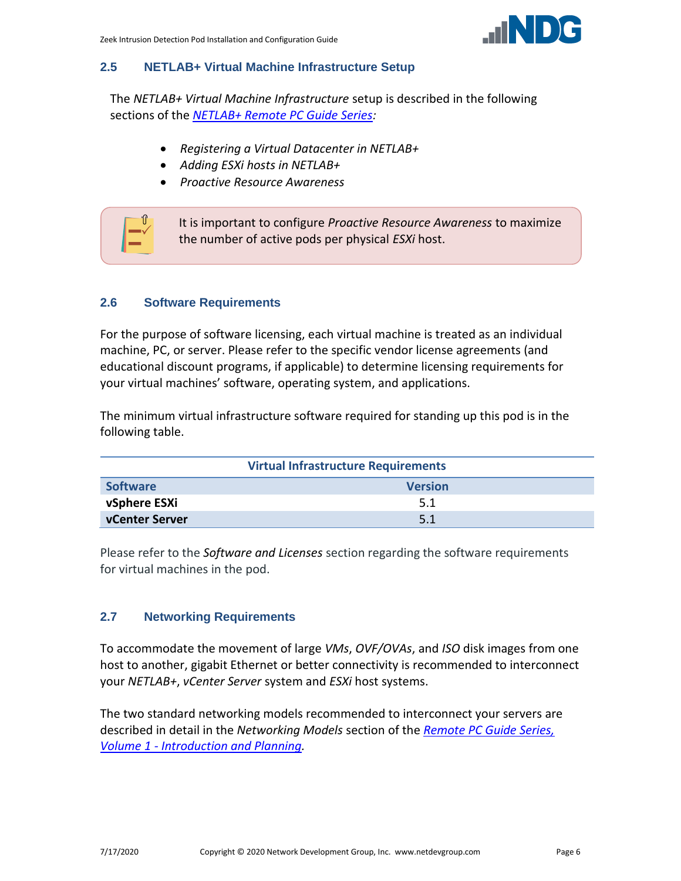## 2.5 NETLAB+ Virtual Machine Infrastructure Setup

The *NETLAB+ Virtual Machine Infrastructure* setup is described in the following sections of the [*NETLAB+ Remote PC Guide Series*](#):

- *Registering a Virtual Datacenter in NETLAB+*
- *Adding ESXi hosts in NETLAB+*
- *Proactive Resource Awareness*

> It is important to configure *Proactive Resource Awareness* to maximize the number of active pods per physical *ESXi* host.

## 2.6 Software Requirements

For the purpose of software licensing, each virtual machine is treated as an individual machine, PC, or server. Please refer to the specific vendor license agreements (and educational discount programs, if applicable) to determine licensing requirements for your virtual machines' software, operating system, and applications.

The minimum virtual infrastructure software required for standing up this pod is in the following table.

| Virtual Infrastructure Requirements | |
|---|---|
| **Software** | **Version** |
| **vSphere ESXi** | 5.1 |
| **vCenter Server** | 5.1 |

Please refer to the *Software and Licenses* section regarding the software requirements for virtual machines in the pod.

## 2.7 Networking Requirements

To accommodate the movement of large *VMs*, *OVF/OVAs*, and *ISO* disk images from one host to another, gigabit Ethernet or better connectivity is recommended to interconnect your *NETLAB+*, *vCenter Server* system and *ESXi* host systems.

The two standard networking models recommended to interconnect your servers are described in detail in the *Networking Models* section of the [*Remote PC Guide Series, Volume 1 - Introduction and Planning*](#).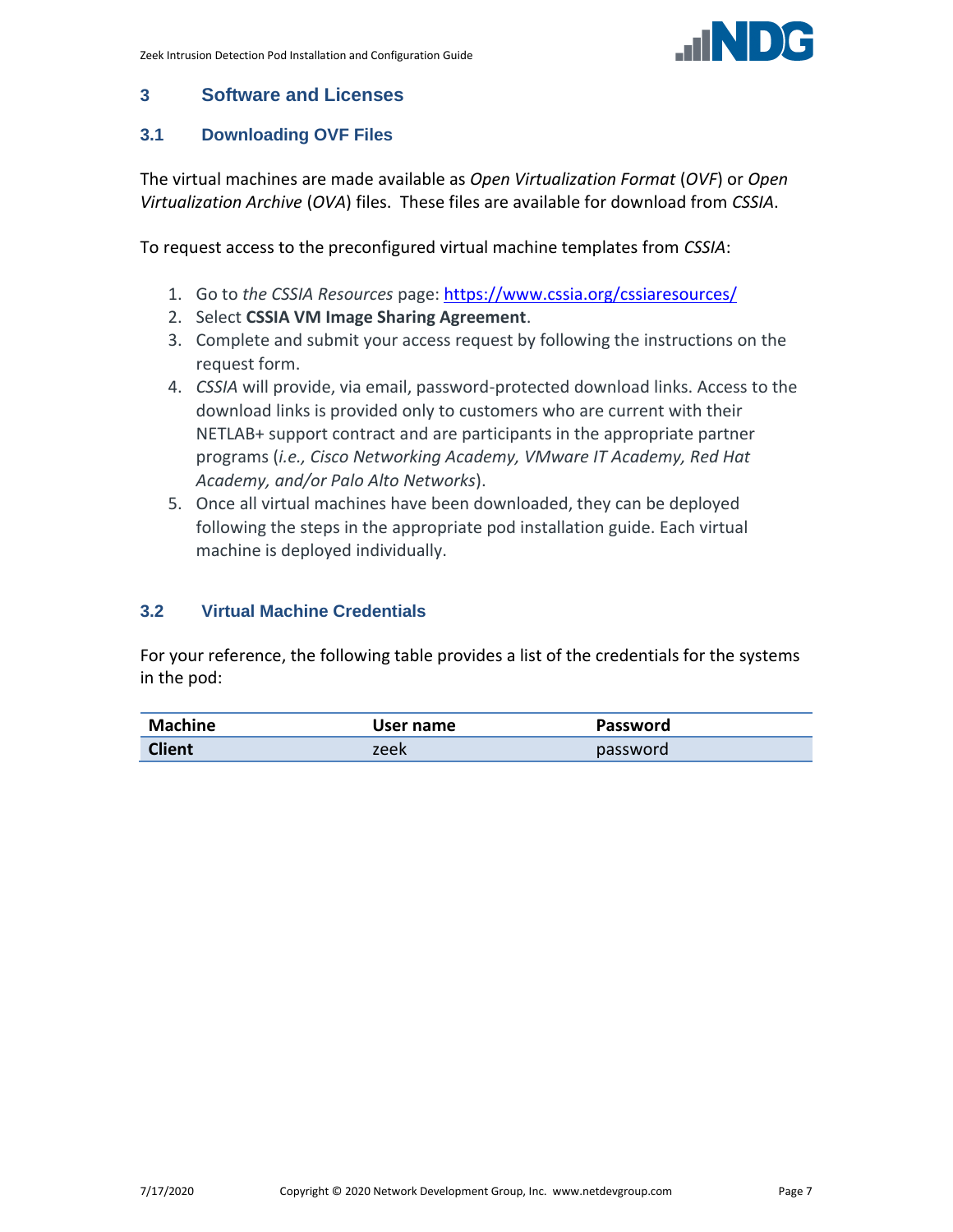# 3 Software and Licenses

## 3.1 Downloading OVF Files

The virtual machines are made available as *Open Virtualization Format* (*OVF*) or *Open Virtualization Archive* (*OVA*) files. These files are available for download from *CSSIA*.

To request access to the preconfigured virtual machine templates from *CSSIA*:

1. Go to *the CSSIA Resources* page: [https://www.cssia.org/cssiaresources/](https://www.cssia.org/cssiaresources/)
2. Select **CSSIA VM Image Sharing Agreement**.
3. Complete and submit your access request by following the instructions on the request form.
4. *CSSIA* will provide, via email, password-protected download links. Access to the download links is provided only to customers who are current with their NETLAB+ support contract and are participants in the appropriate partner programs (*i.e., Cisco Networking Academy, VMware IT Academy, Red Hat Academy, and/or Palo Alto Networks*).
5. Once all virtual machines have been downloaded, they can be deployed following the steps in the appropriate pod installation guide. Each virtual machine is deployed individually.

## 3.2 Virtual Machine Credentials

For your reference, the following table provides a list of the credentials for the systems in the pod:

| Machine | User name | Password |
| --- | --- | --- |
| **Client** | zeek | password |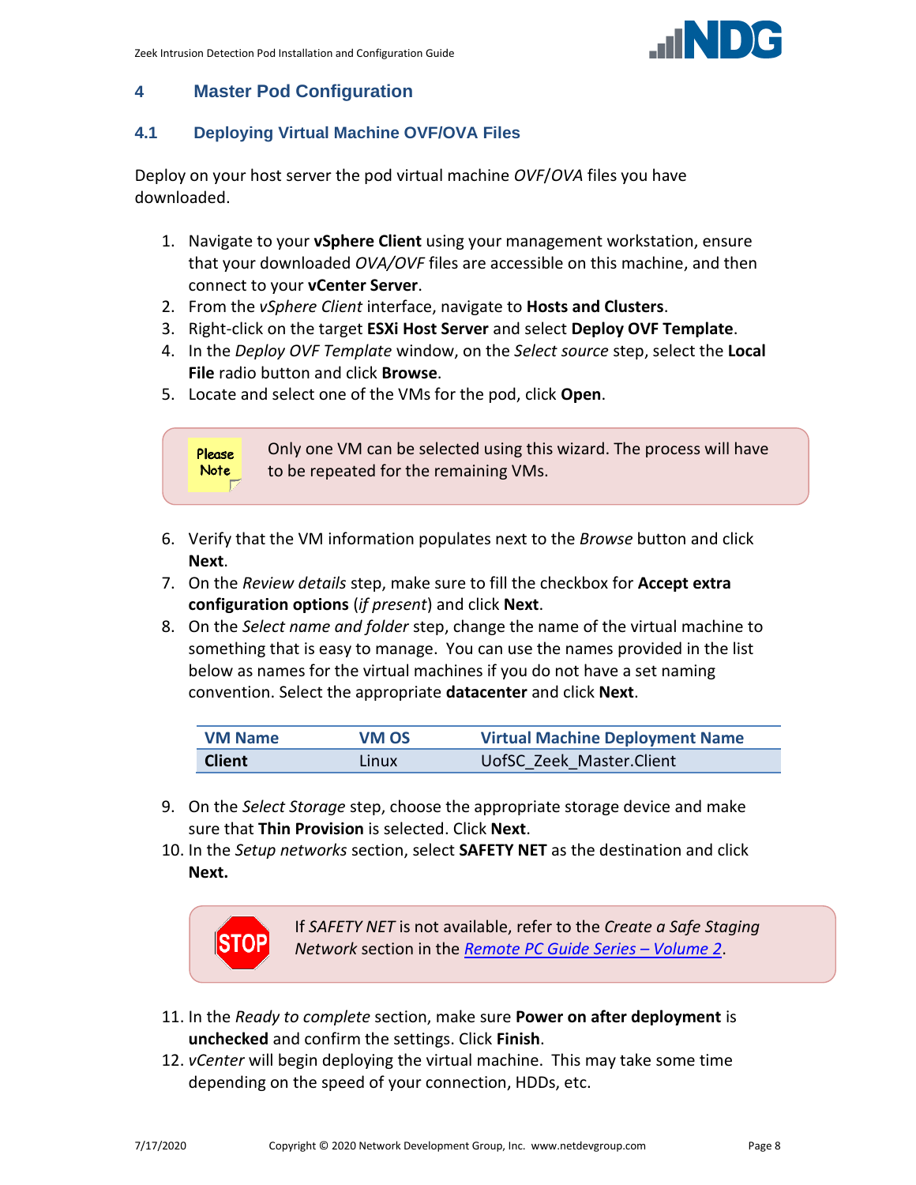# 4 Master Pod Configuration

## 4.1 Deploying Virtual Machine OVF/OVA Files

Deploy on your host server the pod virtual machine *OVF*/*OVA* files you have downloaded.

1. Navigate to your **vSphere Client** using your management workstation, ensure that your downloaded *OVA/OVF* files are accessible on this machine, and then connect to your **vCenter Server**.
2. From the *vSphere Client* interface, navigate to **Hosts and Clusters**.
3. Right-click on the target **ESXi Host Server** and select **Deploy OVF Template**.
4. In the *Deploy OVF Template* window, on the *Select source* step, select the **Local File** radio button and click **Browse**.
5. Locate and select one of the VMs for the pod, click **Open**.

> Please Note: Only one VM can be selected using this wizard. The process will have to be repeated for the remaining VMs.

6. Verify that the VM information populates next to the *Browse* button and click **Next**.
7. On the *Review details* step, make sure to fill the checkbox for **Accept extra configuration options** (*if present*) and click **Next**.
8. On the *Select name and folder* step, change the name of the virtual machine to something that is easy to manage. You can use the names provided in the list below as names for the virtual machines if you do not have a set naming convention. Select the appropriate **datacenter** and click **Next**.

| VM Name | VM OS | Virtual Machine Deployment Name |
|---|---|---|
| **Client** | Linux | UofSC_Zeek_Master.Client |

9. On the *Select Storage* step, choose the appropriate storage device and make sure that **Thin Provision** is selected. Click **Next**.
10. In the *Setup networks* section, select **SAFETY NET** as the destination and click **Next.**

> STOP: If *SAFETY NET* is not available, refer to the *Create a Safe Staging Network* section in the *Remote PC Guide Series – Volume 2*.

11. In the *Ready to complete* section, make sure **Power on after deployment** is **unchecked** and confirm the settings. Click **Finish**.
12. *vCenter* will begin deploying the virtual machine. This may take some time depending on the speed of your connection, HDDs, etc.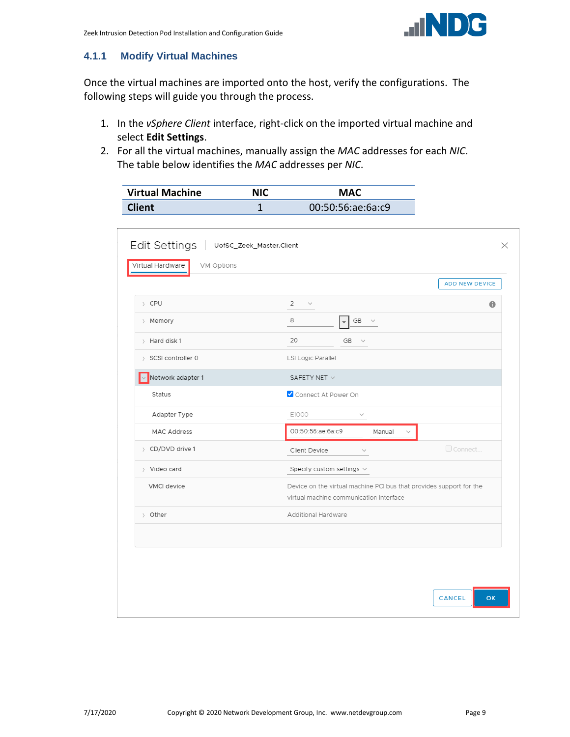### 4.1.1 Modify Virtual Machines

Once the virtual machines are imported onto the host, verify the configurations. The following steps will guide you through the process.

1. In the *vSphere Client* interface, right-click on the imported virtual machine and select **Edit Settings**.
2. For all the virtual machines, manually assign the *MAC* addresses for each *NIC*. The table below identifies the *MAC* addresses per *NIC*.

| Virtual Machine | NIC | MAC |
|---|---|---|
| **Client** | 1 | 00:50:56:ae:6a:c9 |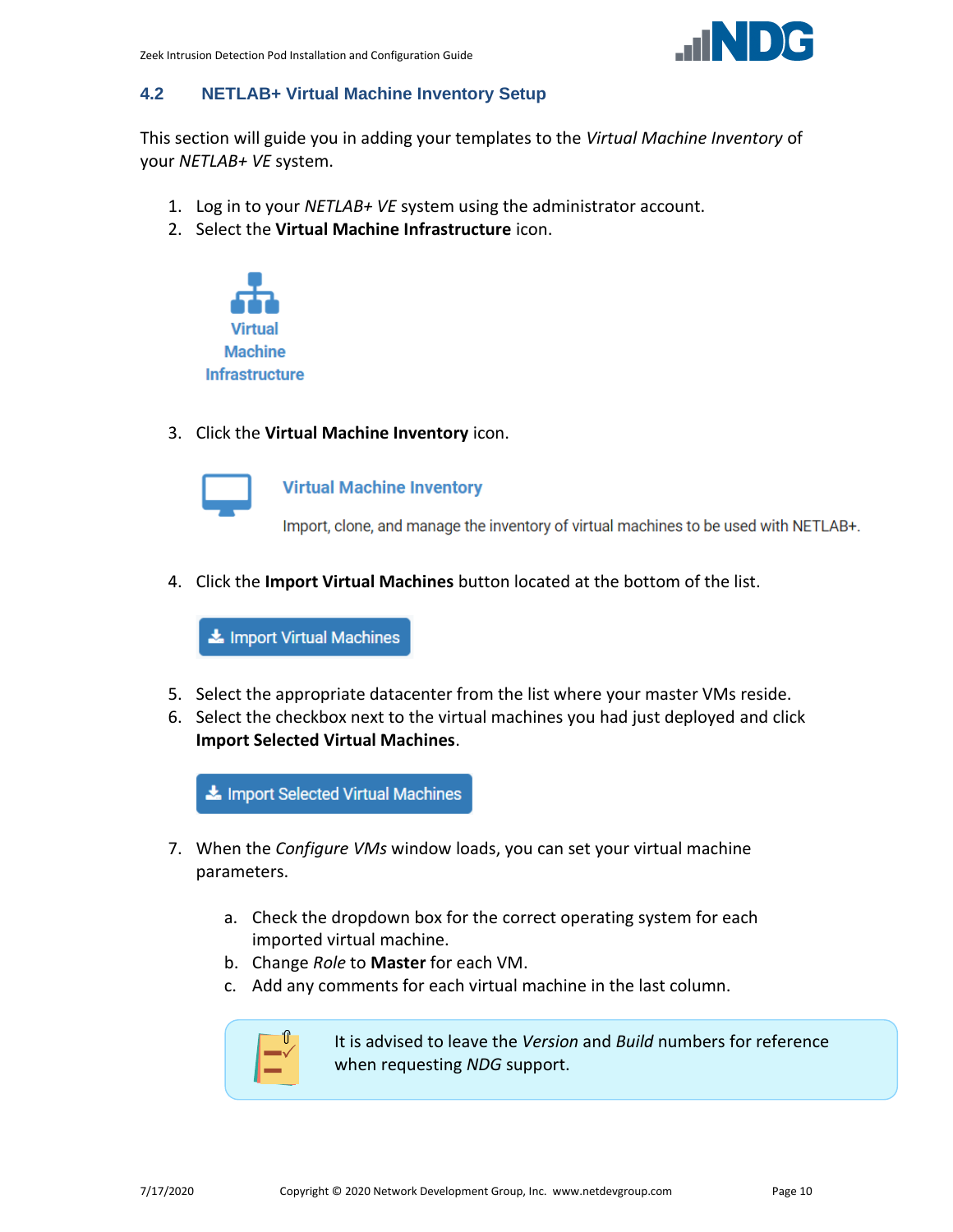## 4.2 NETLAB+ Virtual Machine Inventory Setup

This section will guide you in adding your templates to the *Virtual Machine Inventory* of your *NETLAB+ VE* system.

1. Log in to your *NETLAB+ VE* system using the administrator account.
2. Select the **Virtual Machine Infrastructure** icon.

   Virtual Machine Infrastructure

3. Click the **Virtual Machine Inventory** icon.

   Virtual Machine Inventory

   Import, clone, and manage the inventory of virtual machines to be used with NETLAB+.

4. Click the **Import Virtual Machines** button located at the bottom of the list.

   Import Virtual Machines

5. Select the appropriate datacenter from the list where your master VMs reside.
6. Select the checkbox next to the virtual machines you had just deployed and click **Import Selected Virtual Machines**.

   Import Selected Virtual Machines

7. When the *Configure VMs* window loads, you can set your virtual machine parameters.

   a. Check the dropdown box for the correct operating system for each imported virtual machine.
   b. Change *Role* to **Master** for each VM.
   c. Add any comments for each virtual machine in the last column.

   It is advised to leave the *Version* and *Build* numbers for reference when requesting *NDG* support.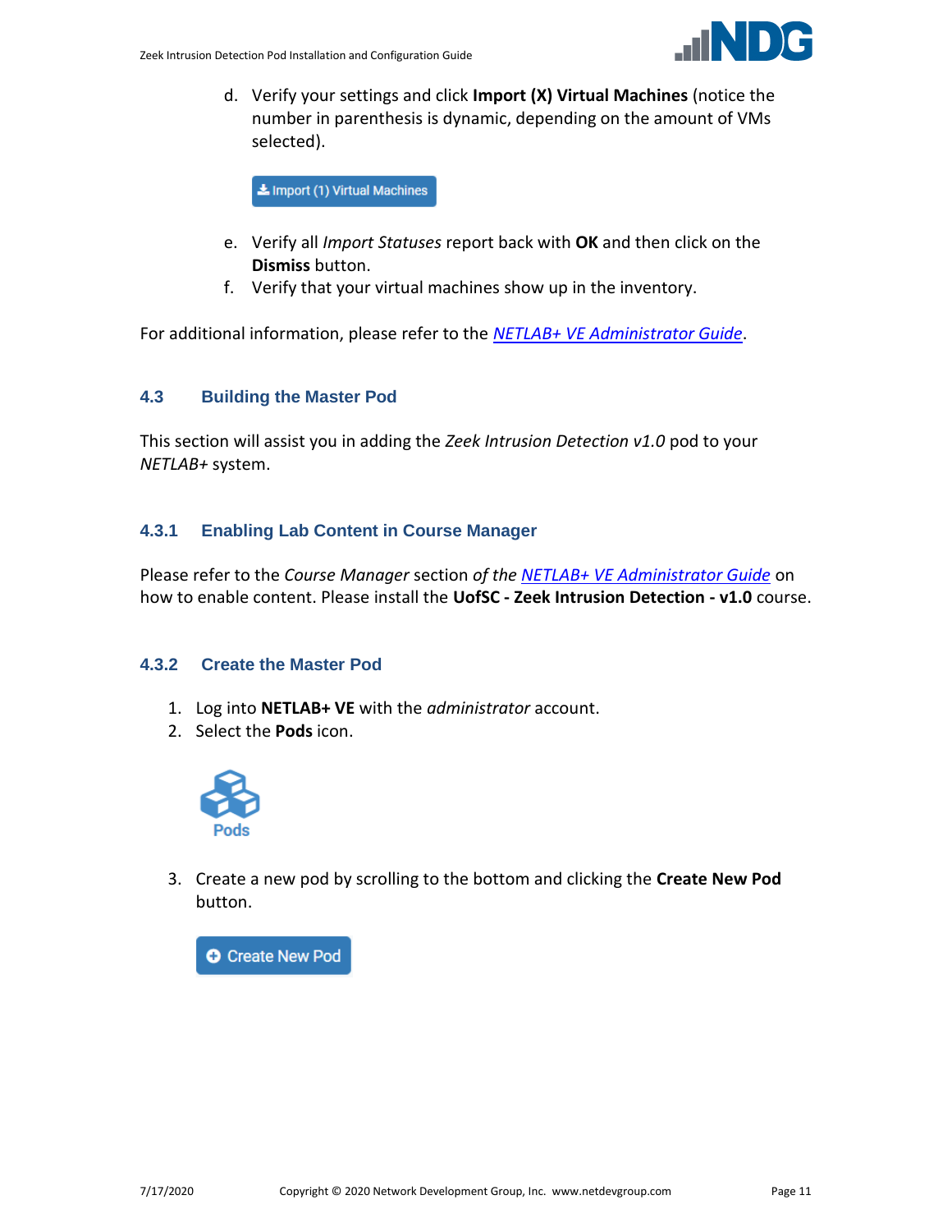d. Verify your settings and click **Import (X) Virtual Machines** (notice the number in parenthesis is dynamic, depending on the amount of VMs selected).

Import (1) Virtual Machines

e. Verify all *Import Statuses* report back with **OK** and then click on the **Dismiss** button.
f. Verify that your virtual machines show up in the inventory.

For additional information, please refer to the *NETLAB+ VE Administrator Guide*.

## 4.3 Building the Master Pod

This section will assist you in adding the *Zeek Intrusion Detection v1.0* pod to your *NETLAB+* system.

### 4.3.1 Enabling Lab Content in Course Manager

Please refer to the *Course Manager* section *of the NETLAB+ VE Administrator Guide* on how to enable content. Please install the **UofSC - Zeek Intrusion Detection - v1.0** course.

### 4.3.2 Create the Master Pod

1. Log into **NETLAB+ VE** with the *administrator* account.
2. Select the **Pods** icon.

   Pods

3. Create a new pod by scrolling to the bottom and clicking the **Create New Pod** button.

   Create New Pod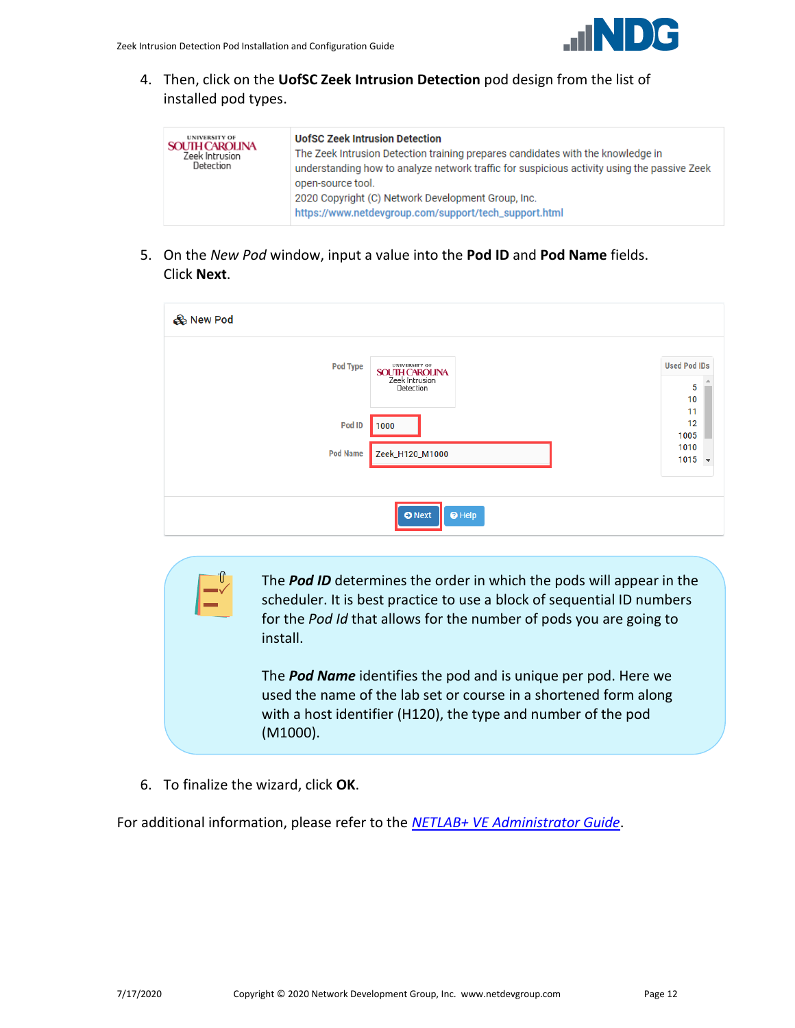4. Then, click on the **UofSC Zeek Intrusion Detection** pod design from the list of installed pod types.

| University of South Carolina Zeek Intrusion Detection | **UofSC Zeek Intrusion Detection**<br>The Zeek Intrusion Detection training prepares candidates with the knowledge in understanding how to analyze network traffic for suspicious activity using the passive Zeek open-source tool.<br>2020 Copyright (C) Network Development Group, Inc.<br>https://www.netdevgroup.com/support/tech_support.html |
|---|---|

5. On the *New Pod* window, input a value into the **Pod ID** and **Pod Name** fields. Click **Next**.

New Pod

- Pod Type: University of South Carolina Zeek Intrusion Detection
- Pod ID: 1000
- Pod Name: Zeek_H120_M1000

Used Pod IDs: 5, 10, 11, 12, 1005, 1010, 1015

Next | Help

> The ***Pod ID*** determines the order in which the pods will appear in the scheduler. It is best practice to use a block of sequential ID numbers for the *Pod Id* that allows for the number of pods you are going to install.
>
> The ***Pod Name*** identifies the pod and is unique per pod. Here we used the name of the lab set or course in a shortened form along with a host identifier (H120), the type and number of the pod (M1000).

6. To finalize the wizard, click **OK**.

For additional information, please refer to the *NETLAB+ VE Administrator Guide*.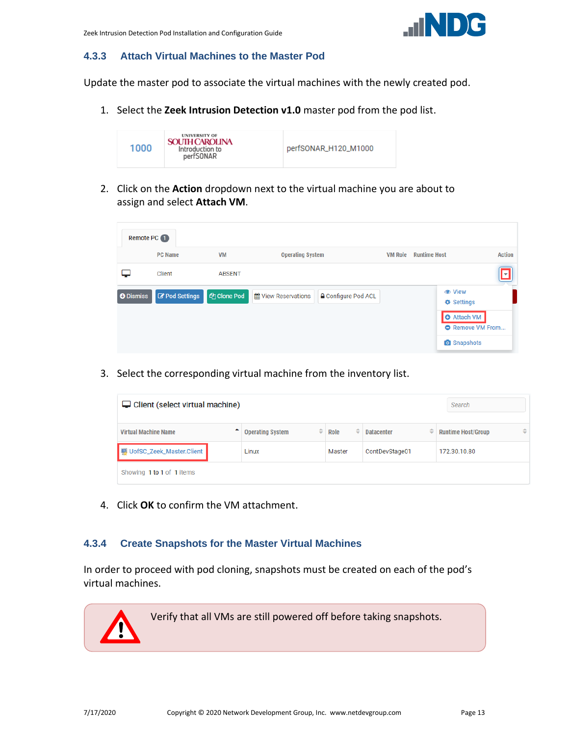### 4.3.3 Attach Virtual Machines to the Master Pod

Update the master pod to associate the virtual machines with the newly created pod.

1. Select the **Zeek Intrusion Detection v1.0** master pod from the pod list.

| 1000 | UNIVERSITY OF SOUTH CAROLINA Introduction to perfSONAR | perfSONAR_H120_M1000 |
|---|---|---|

2. Click on the **Action** dropdown next to the virtual machine you are about to assign and select **Attach VM**.

3. Select the corresponding virtual machine from the inventory list.

4. Click **OK** to confirm the VM attachment.

### 4.3.4 Create Snapshots for the Master Virtual Machines

In order to proceed with pod cloning, snapshots must be created on each of the pod's virtual machines.

> Verify that all VMs are still powered off before taking snapshots.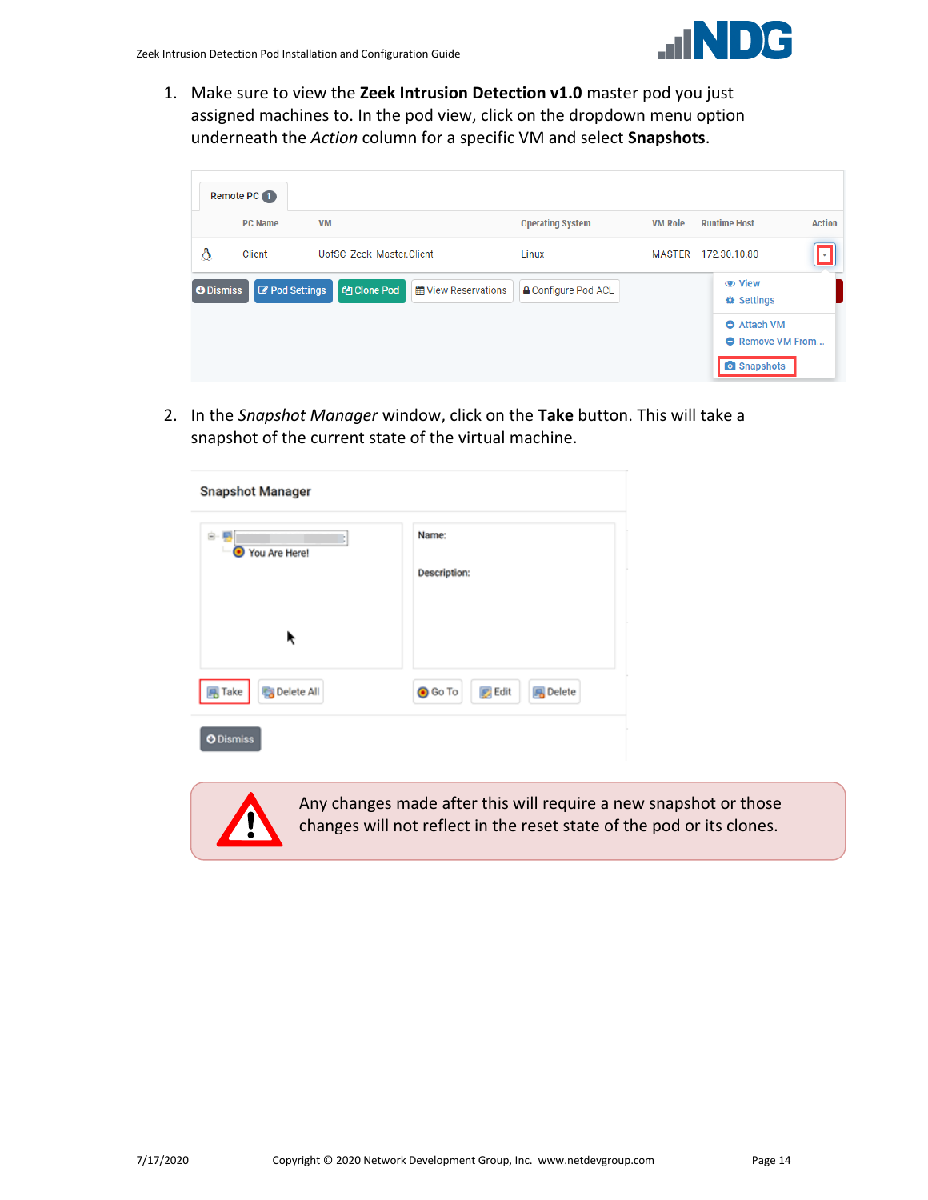1. Make sure to view the **Zeek Intrusion Detection v1.0** master pod you just assigned machines to. In the pod view, click on the dropdown menu option underneath the *Action* column for a specific VM and select **Snapshots**.

2. In the *Snapshot Manager* window, click on the **Take** button. This will take a snapshot of the current state of the virtual machine.

Any changes made after this will require a new snapshot or those changes will not reflect in the reset state of the pod or its clones.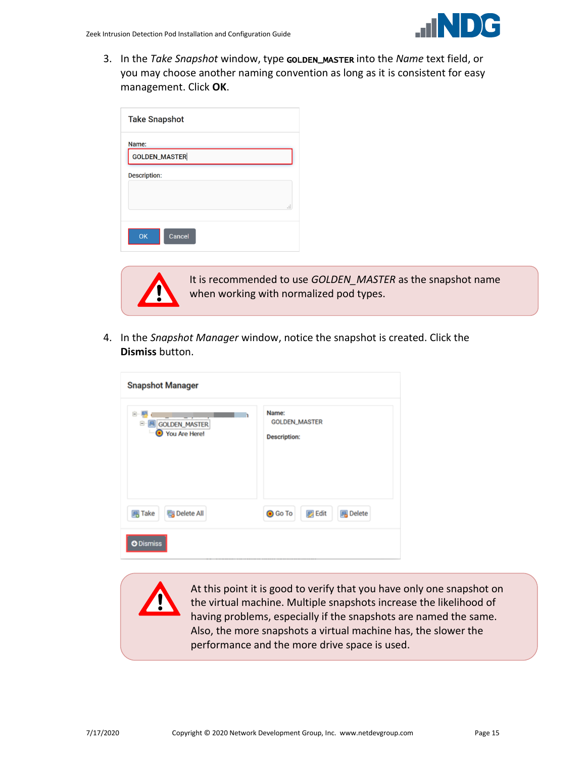3. In the *Take Snapshot* window, type **GOLDEN_MASTER** into the *Name* text field, or you may choose another naming convention as long as it is consistent for easy management. Click **OK**.

> It is recommended to use *GOLDEN_MASTER* as the snapshot name when working with normalized pod types.

4. In the *Snapshot Manager* window, notice the snapshot is created. Click the **Dismiss** button.

> At this point it is good to verify that you have only one snapshot on the virtual machine. Multiple snapshots increase the likelihood of having problems, especially if the snapshots are named the same. Also, the more snapshots a virtual machine has, the slower the performance and the more drive space is used.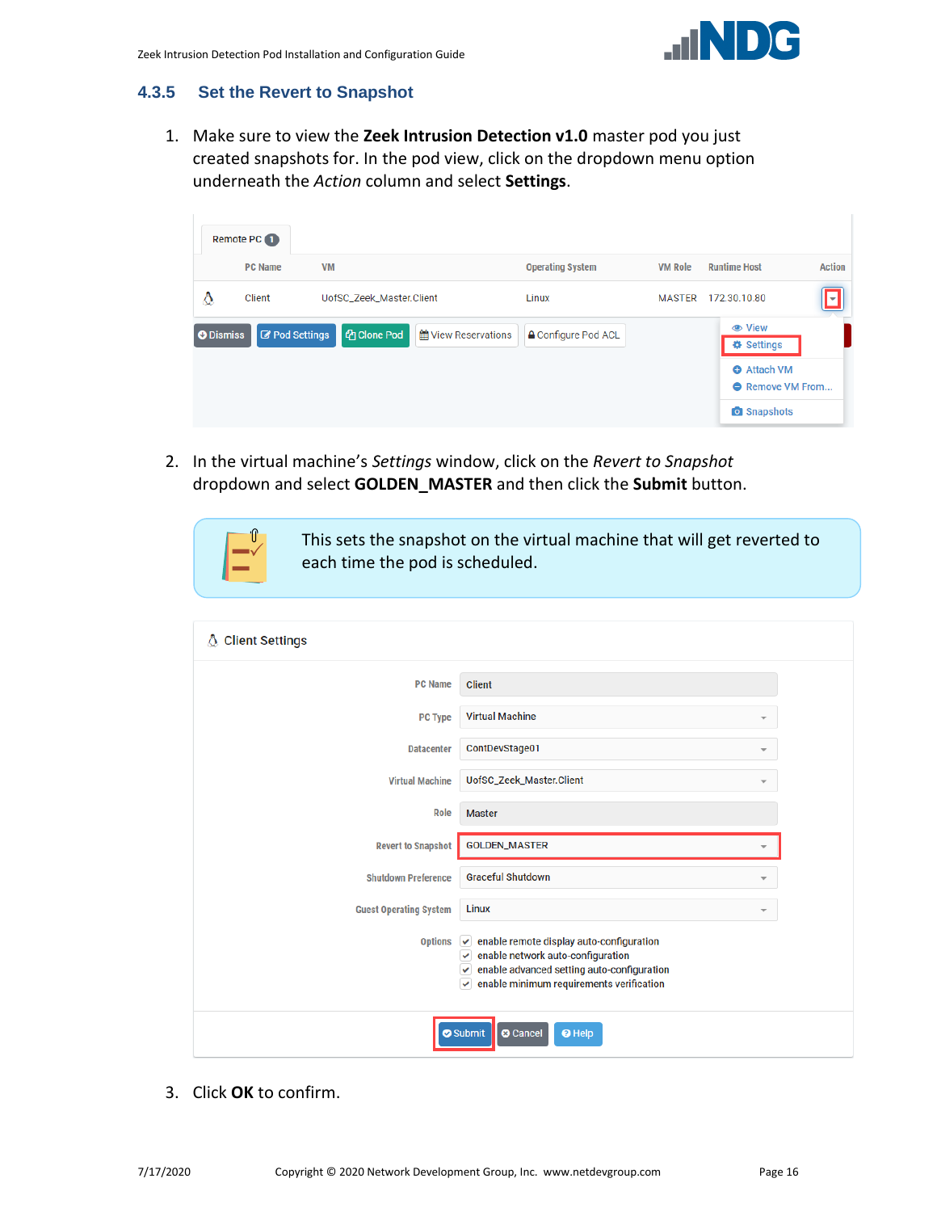### 4.3.5 Set the Revert to Snapshot

1. Make sure to view the **Zeek Intrusion Detection v1.0** master pod you just created snapshots for. In the pod view, click on the dropdown menu option underneath the *Action* column and select **Settings**.

2. In the virtual machine's *Settings* window, click on the *Revert to Snapshot* dropdown and select **GOLDEN_MASTER** and then click the **Submit** button.

> This sets the snapshot on the virtual machine that will get reverted to each time the pod is scheduled.

3. Click **OK** to confirm.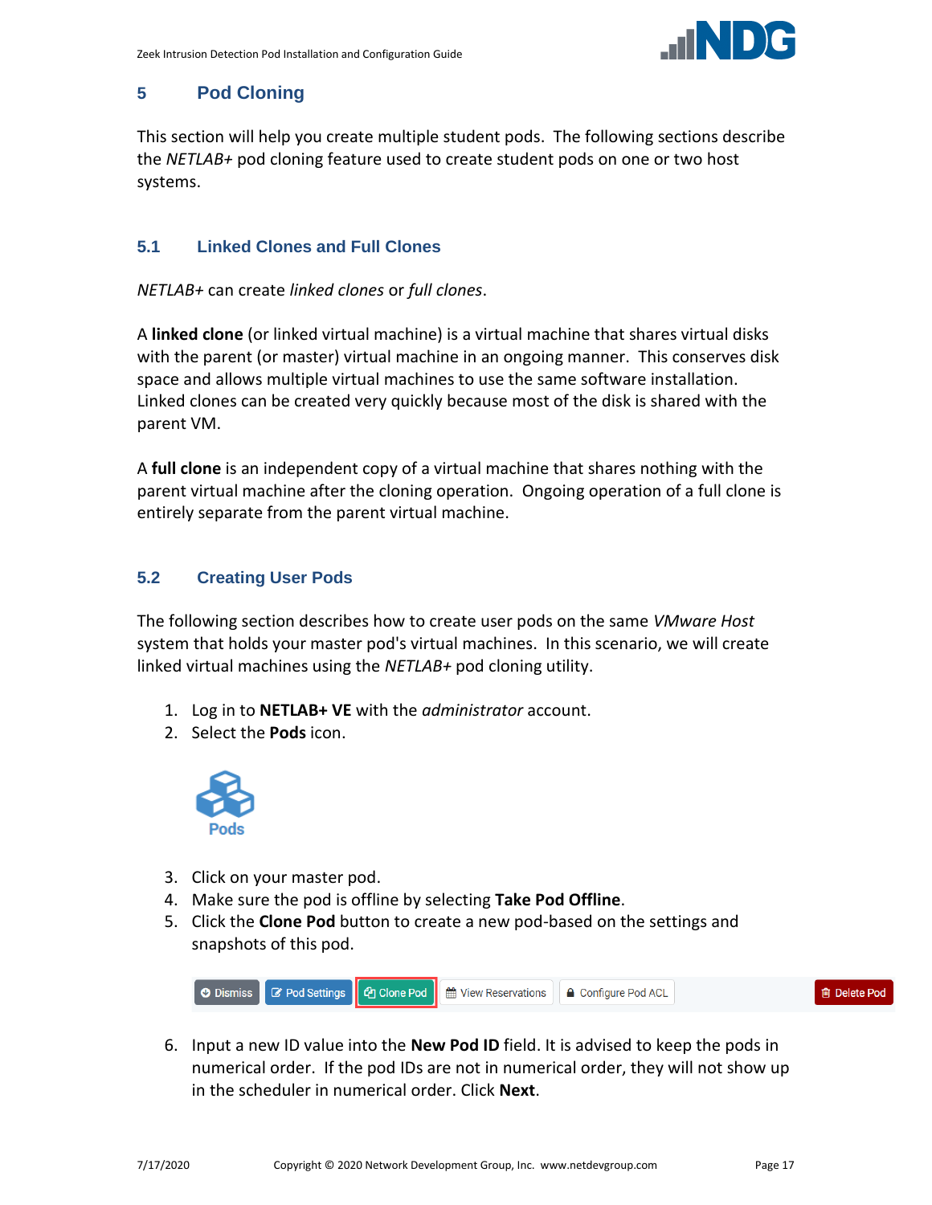# 5 Pod Cloning

This section will help you create multiple student pods. The following sections describe the *NETLAB+* pod cloning feature used to create student pods on one or two host systems.

## 5.1 Linked Clones and Full Clones

*NETLAB+* can create *linked clones* or *full clones*.

A **linked clone** (or linked virtual machine) is a virtual machine that shares virtual disks with the parent (or master) virtual machine in an ongoing manner. This conserves disk space and allows multiple virtual machines to use the same software installation. Linked clones can be created very quickly because most of the disk is shared with the parent VM.

A **full clone** is an independent copy of a virtual machine that shares nothing with the parent virtual machine after the cloning operation. Ongoing operation of a full clone is entirely separate from the parent virtual machine.

## 5.2 Creating User Pods

The following section describes how to create user pods on the same *VMware Host* system that holds your master pod's virtual machines. In this scenario, we will create linked virtual machines using the *NETLAB+* pod cloning utility.

1. Log in to **NETLAB+ VE** with the *administrator* account.
2. Select the **Pods** icon.
3. Click on your master pod.
4. Make sure the pod is offline by selecting **Take Pod Offline**.
5. Click the **Clone Pod** button to create a new pod-based on the settings and snapshots of this pod.
6. Input a new ID value into the **New Pod ID** field. It is advised to keep the pods in numerical order. If the pod IDs are not in numerical order, they will not show up in the scheduler in numerical order. Click **Next**.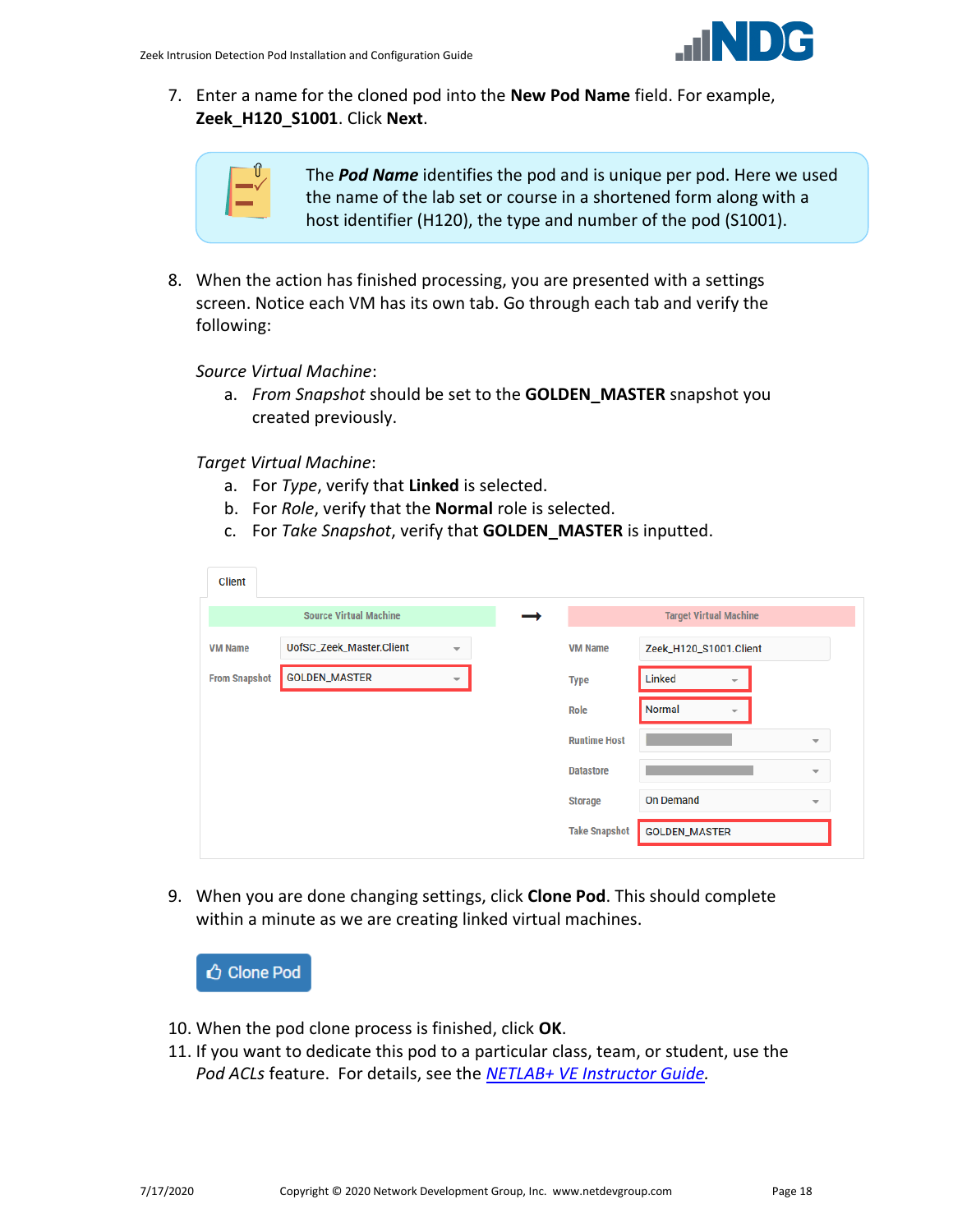7. Enter a name for the cloned pod into the **New Pod Name** field. For example, **Zeek_H120_S1001**. Click **Next**.

> The ***Pod Name*** identifies the pod and is unique per pod. Here we used the name of the lab set or course in a shortened form along with a host identifier (H120), the type and number of the pod (S1001).

8. When the action has finished processing, you are presented with a settings screen. Notice each VM has its own tab. Go through each tab and verify the following:

   *Source Virtual Machine*:

   a. *From Snapshot* should be set to the **GOLDEN_MASTER** snapshot you created previously.

   *Target Virtual Machine*:

   a. For *Type*, verify that **Linked** is selected.
   b. For *Role*, verify that the **Normal** role is selected.
   c. For *Take Snapshot*, verify that **GOLDEN_MASTER** is inputted.

9. When you are done changing settings, click **Clone Pod**. This should complete within a minute as we are creating linked virtual machines.

10. When the pod clone process is finished, click **OK**.
11. If you want to dedicate this pod to a particular class, team, or student, use the *Pod ACLs* feature. For details, see the *NETLAB+ VE Instructor Guide*.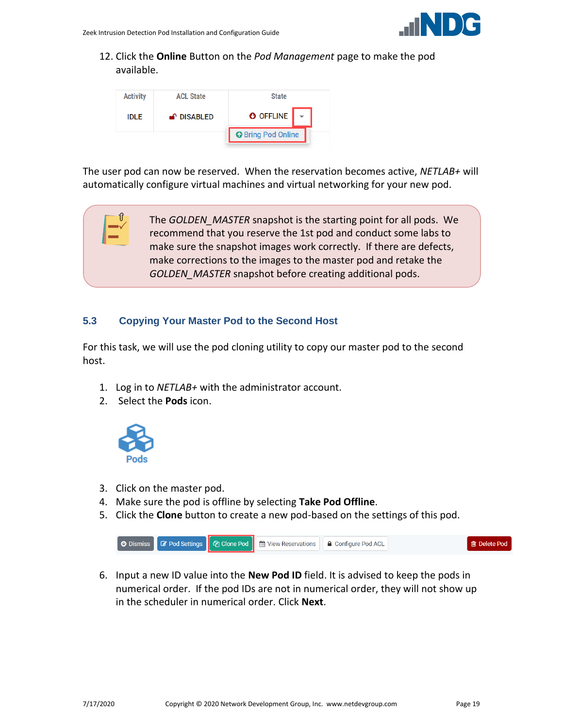12. Click the **Online** Button on the *Pod Management* page to make the pod available.

The user pod can now be reserved. When the reservation becomes active, *NETLAB+* will automatically configure virtual machines and virtual networking for your new pod.

> The *GOLDEN_MASTER* snapshot is the starting point for all pods. We recommend that you reserve the 1st pod and conduct some labs to make sure the snapshot images work correctly. If there are defects, make corrections to the images to the master pod and retake the *GOLDEN_MASTER* snapshot before creating additional pods.

## 5.3 Copying Your Master Pod to the Second Host

For this task, we will use the pod cloning utility to copy our master pod to the second host.

1. Log in to *NETLAB+* with the administrator account.
2. Select the **Pods** icon.
3. Click on the master pod.
4. Make sure the pod is offline by selecting **Take Pod Offline**.
5. Click the **Clone** button to create a new pod-based on the settings of this pod.
6. Input a new ID value into the **New Pod ID** field. It is advised to keep the pods in numerical order. If the pod IDs are not in numerical order, they will not show up in the scheduler in numerical order. Click **Next**.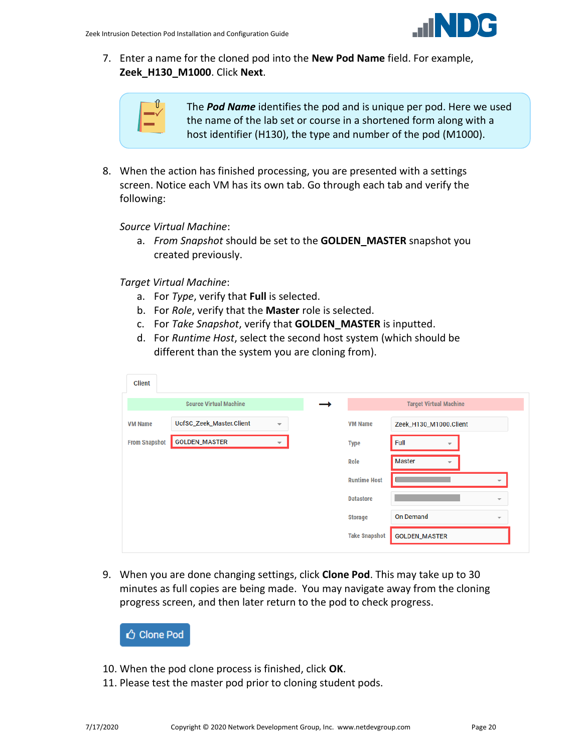7. Enter a name for the cloned pod into the **New Pod Name** field. For example, **Zeek_H130_M1000**. Click **Next**.

> The ***Pod Name*** identifies the pod and is unique per pod. Here we used the name of the lab set or course in a shortened form along with a host identifier (H130), the type and number of the pod (M1000).

8. When the action has finished processing, you are presented with a settings screen. Notice each VM has its own tab. Go through each tab and verify the following:

   *Source Virtual Machine*:

   a. *From Snapshot* should be set to the **GOLDEN_MASTER** snapshot you created previously.

   *Target Virtual Machine*:

   a. For *Type*, verify that **Full** is selected.
   b. For *Role*, verify that the **Master** role is selected.
   c. For *Take Snapshot*, verify that **GOLDEN_MASTER** is inputted.
   d. For *Runtime Host*, select the second host system (which should be different than the system you are cloning from).

9. When you are done changing settings, click **Clone Pod**. This may take up to 30 minutes as full copies are being made. You may navigate away from the cloning progress screen, and then later return to the pod to check progress.

10. When the pod clone process is finished, click **OK**.
11. Please test the master pod prior to cloning student pods.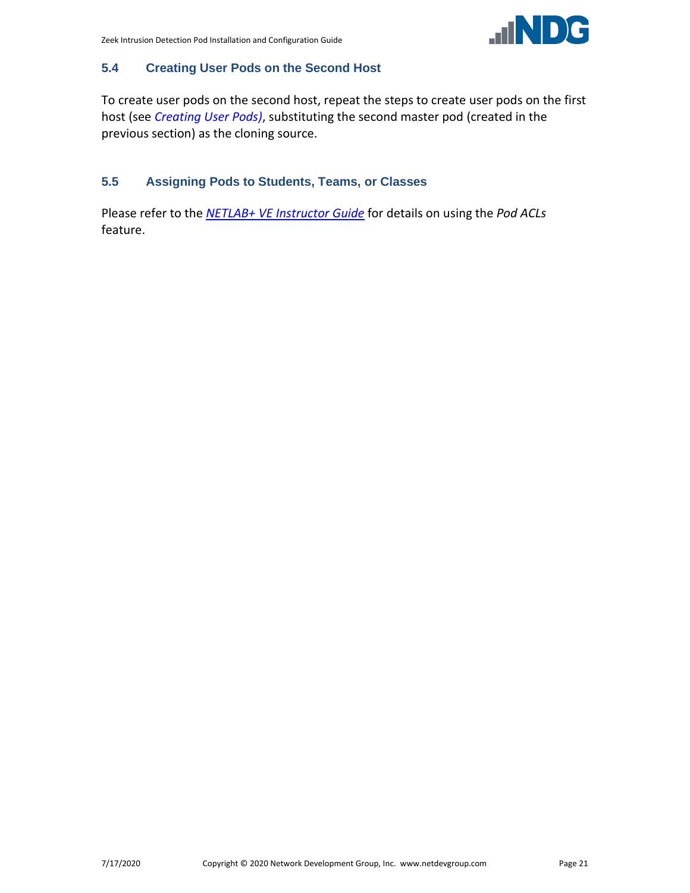### 5.4 Creating User Pods on the Second Host

To create user pods on the second host, repeat the steps to create user pods on the first host (see *Creating User Pods)*, substituting the second master pod (created in the previous section) as the cloning source.

### 5.5 Assigning Pods to Students, Teams, or Classes

Please refer to the *NETLAB+ VE Instructor Guide* for details on using the *Pod ACLs* feature.